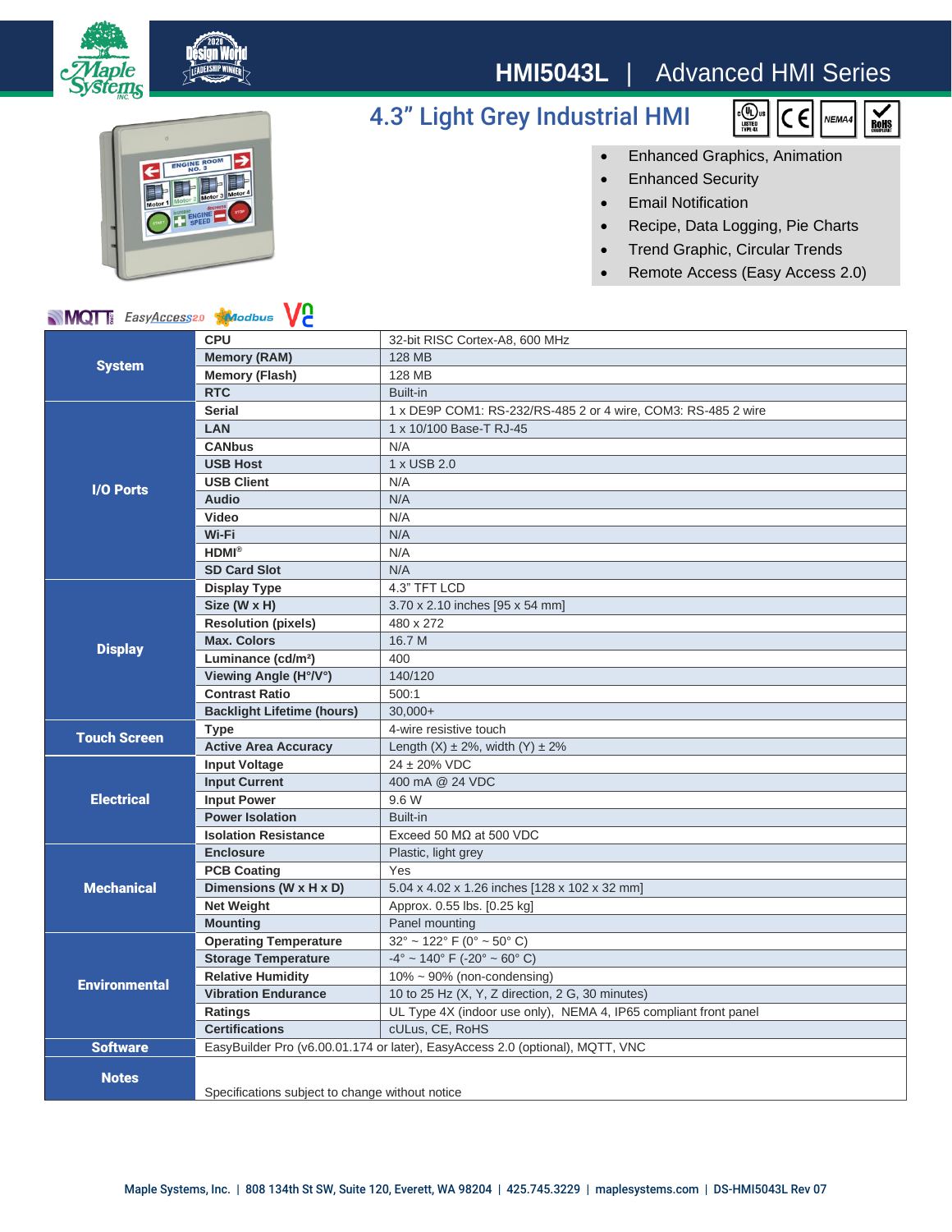# HMI5043L | Advanced HMI Series

## 4.3" Light Grey Industrial HMI

- Enhanced Graphics, Animation
- Enhanced Security
- Email Notification
- Recipe, Data Logging, Pie Charts
- Trend Graphic, Circular Trends
- Remote Access (Easy Access 2.0)

| | | |
|---|---|---|
| **System** | **CPU** | 32-bit RISC Cortex-A8, 600 MHz |
| | **Memory (RAM)** | 128 MB |
| | **Memory (Flash)** | 128 MB |
| | **RTC** | Built-in |
| **I/O Ports** | **Serial** | 1 x DE9P COM1: RS-232/RS-485 2 or 4 wire, COM3: RS-485 2 wire |
| | **LAN** | 1 x 10/100 Base-T RJ-45 |
| | **CANbus** | N/A |
| | **USB Host** | 1 x USB 2.0 |
| | **USB Client** | N/A |
| | **Audio** | N/A |
| | **Video** | N/A |
| | **Wi-Fi** | N/A |
| | **HDMI®** | N/A |
| | **SD Card Slot** | N/A |
| **Display** | **Display Type** | 4.3" TFT LCD |
| | **Size (W x H)** | 3.70 x 2.10 inches [95 x 54 mm] |
| | **Resolution (pixels)** | 480 x 272 |
| | **Max. Colors** | 16.7 M |
| | **Luminance (cd/m²)** | 400 |
| | **Viewing Angle (H°/V°)** | 140/120 |
| | **Contrast Ratio** | 500:1 |
| | **Backlight Lifetime (hours)** | 30,000+ |
| **Touch Screen** | **Type** | 4-wire resistive touch |
| | **Active Area Accuracy** | Length (X) ± 2%, width (Y) ± 2% |
| **Electrical** | **Input Voltage** | 24 ± 20% VDC |
| | **Input Current** | 400 mA @ 24 VDC |
| | **Input Power** | 9.6 W |
| | **Power Isolation** | Built-in |
| | **Isolation Resistance** | Exceed 50 MΩ at 500 VDC |
| **Mechanical** | **Enclosure** | Plastic, light grey |
| | **PCB Coating** | Yes |
| | **Dimensions (W x H x D)** | 5.04 x 4.02 x 1.26 inches [128 x 102 x 32 mm] |
| | **Net Weight** | Approx. 0.55 lbs. [0.25 kg] |
| | **Mounting** | Panel mounting |
| **Environmental** | **Operating Temperature** | 32° ~ 122° F (0° ~ 50° C) |
| | **Storage Temperature** | -4° ~ 140° F (-20° ~ 60° C) |
| | **Relative Humidity** | 10% ~ 90% (non-condensing) |
| | **Vibration Endurance** | 10 to 25 Hz (X, Y, Z direction, 2 G, 30 minutes) |
| | **Ratings** | UL Type 4X (indoor use only), NEMA 4, IP65 compliant front panel |
| | **Certifications** | cULus, CE, RoHS |
| **Software** | EasyBuilder Pro (v6.00.01.174 or later), EasyAccess 2.0 (optional), MQTT, VNC | |
| **Notes** | Specifications subject to change without notice | |

Maple Systems, Inc. | 808 134th St SW, Suite 120, Everett, WA 98204 | 425.745.3229 | maplesystems.com | DS-HMI5043L Rev 07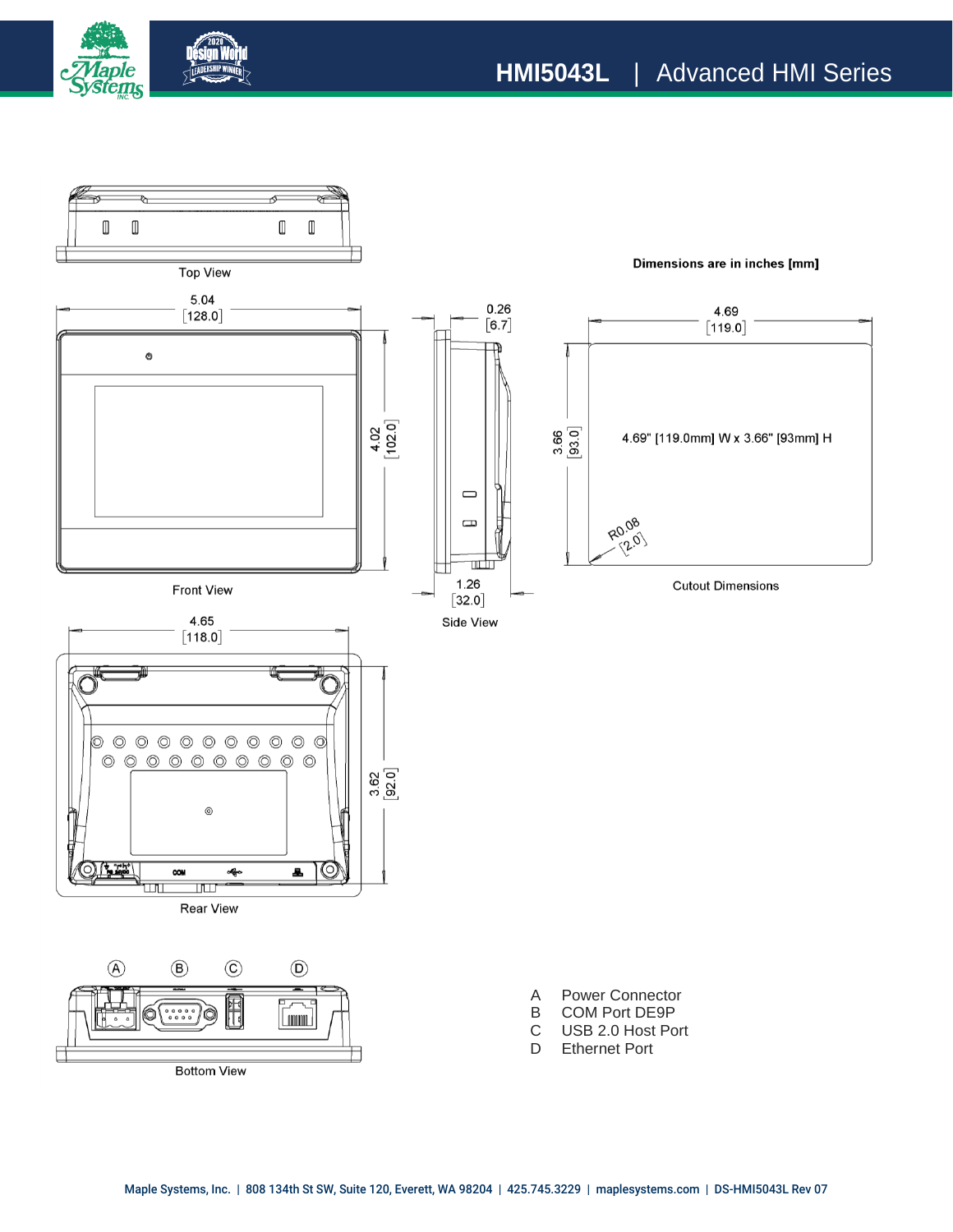Dimensions are in inches [mm]

Top View

5.04
[128.0]

4.02
[102.0]

Front View

0.26
[6.7]

1.26
[32.0]

Side View

4.69
[119.0]

3.66
[93.0]

4.69" [119.0mm] W x 3.66" [93mm] H

R0.08
[2.0]

Cutout Dimensions

4.65
[118.0]

3.62
[92.0]

Rear View

Bottom View

A Power Connector
B COM Port DE9P
C USB 2.0 Host Port
D Ethernet Port